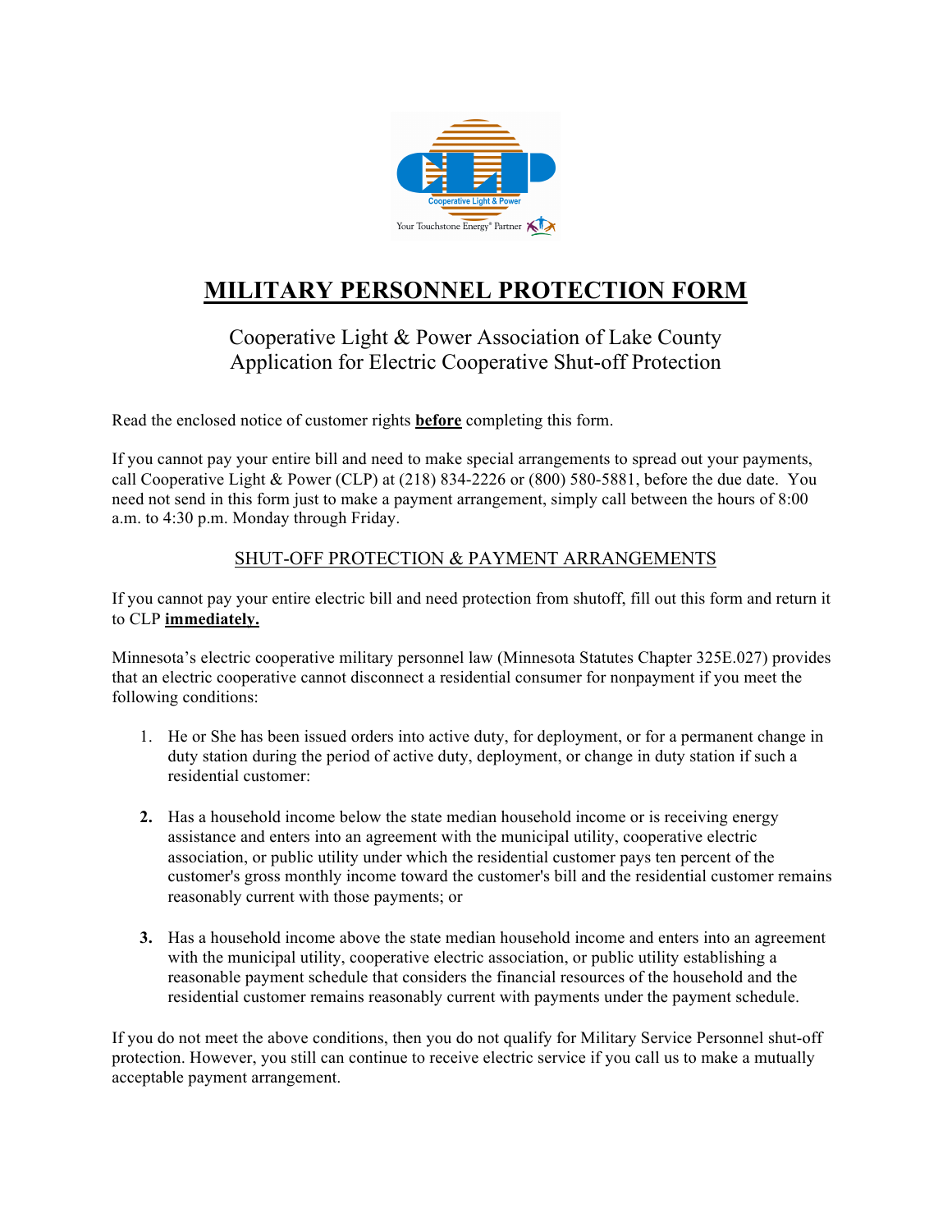# MILITARY PERSONNEL PROTECTION FORM

Cooperative Light & Power Association of Lake County
Application for Electric Cooperative Shut-off Protection

Read the enclosed notice of customer rights **before** completing this form.

If you cannot pay your entire bill and need to make special arrangements to spread out your payments, call Cooperative Light & Power (CLP) at (218) 834-2226 or (800) 580-5881, before the due date. You need not send in this form just to make a payment arrangement, simply call between the hours of 8:00 a.m. to 4:30 p.m. Monday through Friday.

## SHUT-OFF PROTECTION & PAYMENT ARRANGEMENTS

If you cannot pay your entire electric bill and need protection from shutoff, fill out this form and return it to CLP **immediately.**

Minnesota's electric cooperative military personnel law (Minnesota Statutes Chapter 325E.027) provides that an electric cooperative cannot disconnect a residential consumer for nonpayment if you meet the following conditions:

1. He or She has been issued orders into active duty, for deployment, or for a permanent change in duty station during the period of active duty, deployment, or change in duty station if such a residential customer:

2. Has a household income below the state median household income or is receiving energy assistance and enters into an agreement with the municipal utility, cooperative electric association, or public utility under which the residential customer pays ten percent of the customer's gross monthly income toward the customer's bill and the residential customer remains reasonably current with those payments; or

3. Has a household income above the state median household income and enters into an agreement with the municipal utility, cooperative electric association, or public utility establishing a reasonable payment schedule that considers the financial resources of the household and the residential customer remains reasonably current with payments under the payment schedule.

If you do not meet the above conditions, then you do not qualify for Military Service Personnel shut-off protection. However, you still can continue to receive electric service if you call us to make a mutually acceptable payment arrangement.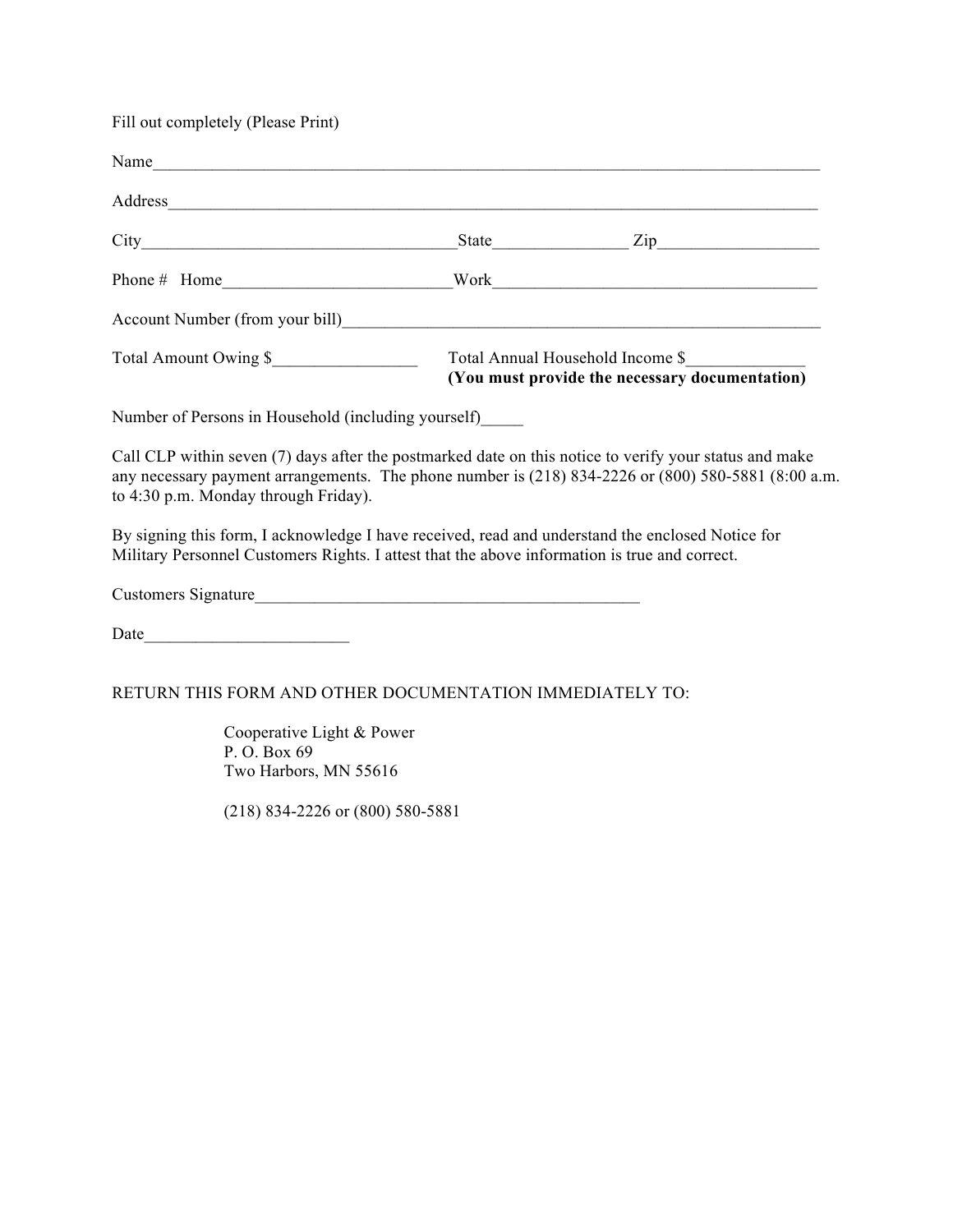Fill out completely (Please Print)

Name_______________________________________________________________________________

Address_____________________________________________________________________________

City____________________________________State________________ Zip___________________

Phone # Home___________________________Work_______________________________________

Account Number (from your bill)__________________________________________________________

Total Amount Owing $_________________ Total Annual Household Income $______________
**(You must provide the necessary documentation)**

Number of Persons in Household (including yourself)_____

Call CLP within seven (7) days after the postmarked date on this notice to verify your status and make any necessary payment arrangements. The phone number is (218) 834-2226 or (800) 580-5881 (8:00 a.m. to 4:30 p.m. Monday through Friday).

By signing this form, I acknowledge I have received, read and understand the enclosed Notice for Military Personnel Customers Rights. I attest that the above information is true and correct.

Customers Signature_______________________________________________

Date________________________

RETURN THIS FORM AND OTHER DOCUMENTATION IMMEDIATELY TO:

Cooperative Light & Power
P. O. Box 69
Two Harbors, MN 55616

(218) 834-2226 or (800) 580-5881